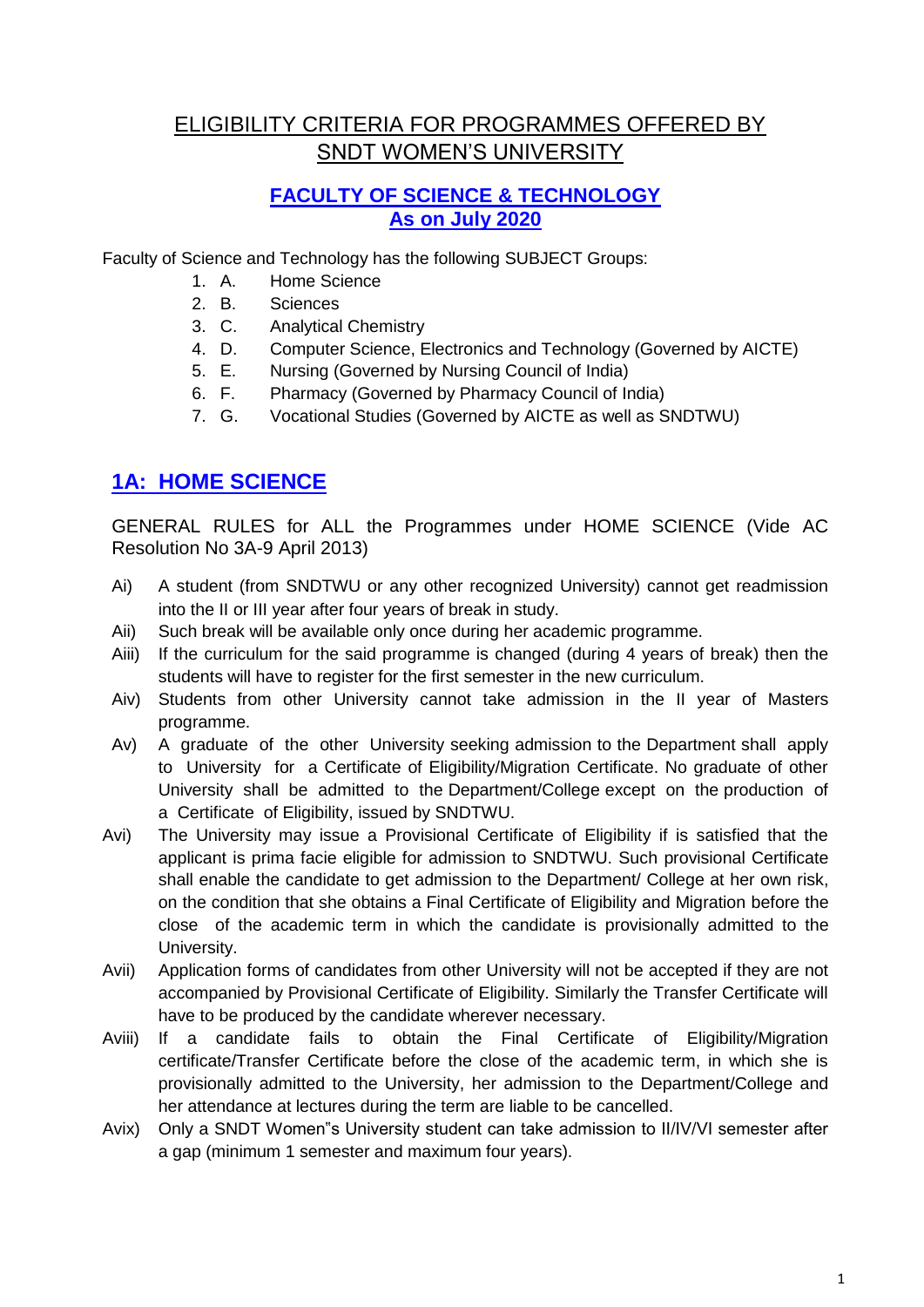# ELIGIBILITY CRITERIA FOR PROGRAMMES OFFERED BY SNDT WOMEN'S UNIVERSITY

## FACULTY OF SCIENCE & TECHNOLOGY
## As on July 2020

Faculty of Science and Technology has the following SUBJECT Groups:

1. A. Home Science
2. B. Sciences
3. C. Analytical Chemistry
4. D. Computer Science, Electronics and Technology (Governed by AICTE)
5. E. Nursing (Governed by Nursing Council of India)
6. F. Pharmacy (Governed by Pharmacy Council of India)
7. G. Vocational Studies (Governed by AICTE as well as SNDTWU)

## 1A: HOME SCIENCE

GENERAL RULES for ALL the Programmes under HOME SCIENCE (Vide AC Resolution No 3A-9 April 2013)

- Ai) A student (from SNDTWU or any other recognized University) cannot get readmission into the II or III year after four years of break in study.
- Aii) Such break will be available only once during her academic programme.
- Aiii) If the curriculum for the said programme is changed (during 4 years of break) then the students will have to register for the first semester in the new curriculum.
- Aiv) Students from other University cannot take admission in the II year of Masters programme.
- Av) A graduate of the other University seeking admission to the Department shall apply to University for a Certificate of Eligibility/Migration Certificate. No graduate of other University shall be admitted to the Department/College except on the production of a Certificate of Eligibility, issued by SNDTWU.
- Avi) The University may issue a Provisional Certificate of Eligibility if is satisfied that the applicant is prima facie eligible for admission to SNDTWU. Such provisional Certificate shall enable the candidate to get admission to the Department/ College at her own risk, on the condition that she obtains a Final Certificate of Eligibility and Migration before the close of the academic term in which the candidate is provisionally admitted to the University.
- Avii) Application forms of candidates from other University will not be accepted if they are not accompanied by Provisional Certificate of Eligibility. Similarly the Transfer Certificate will have to be produced by the candidate wherever necessary.
- Aviii) If a candidate fails to obtain the Final Certificate of Eligibility/Migration certificate/Transfer Certificate before the close of the academic term, in which she is provisionally admitted to the University, her admission to the Department/College and her attendance at lectures during the term are liable to be cancelled.
- Avix) Only a SNDT Women"s University student can take admission to II/IV/VI semester after a gap (minimum 1 semester and maximum four years).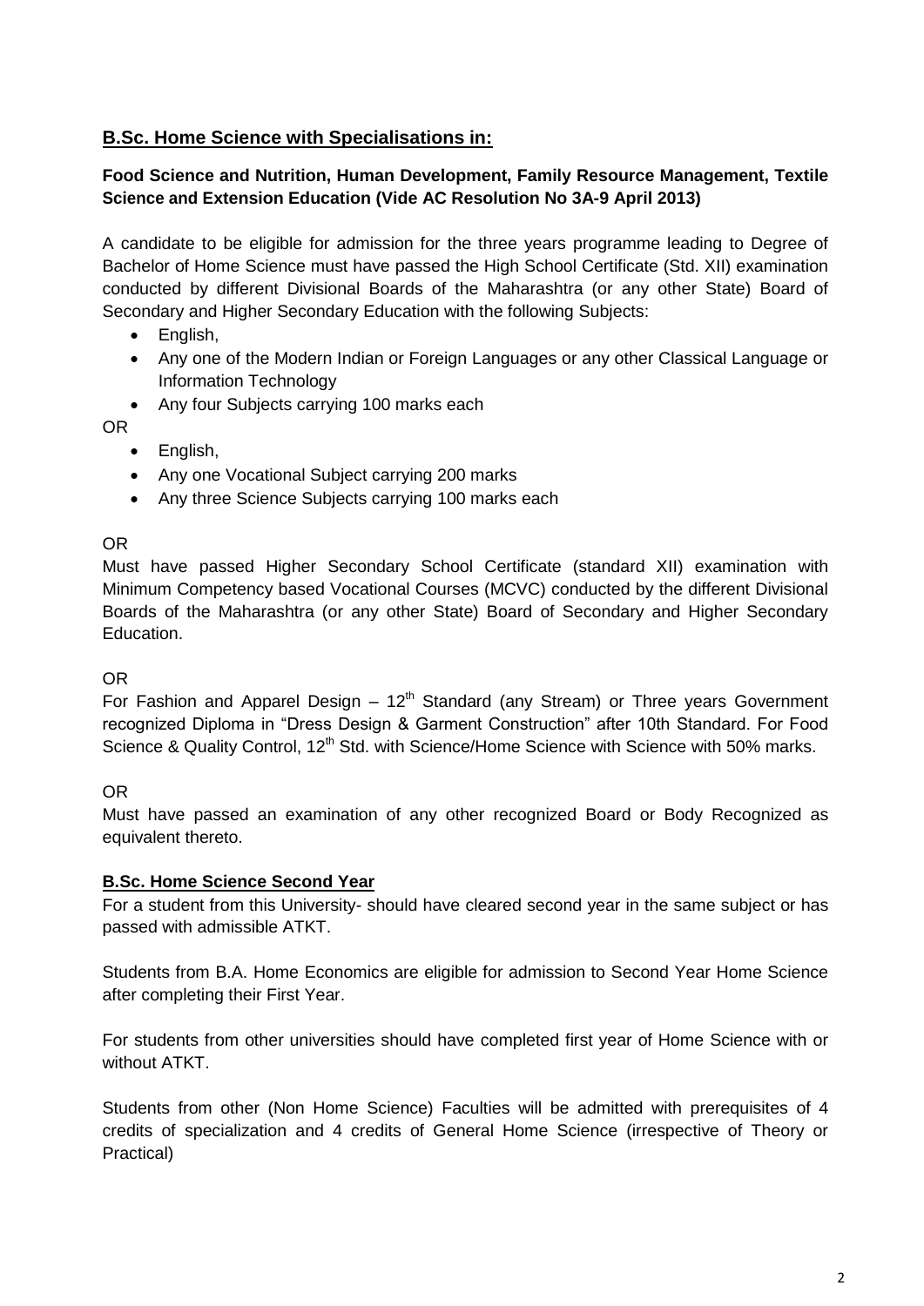## B.Sc. Home Science with Specialisations in:

**Food Science and Nutrition, Human Development, Family Resource Management, Textile Science and Extension Education (Vide AC Resolution No 3A-9 April 2013)**

A candidate to be eligible for admission for the three years programme leading to Degree of Bachelor of Home Science must have passed the High School Certificate (Std. XII) examination conducted by different Divisional Boards of the Maharashtra (or any other State) Board of Secondary and Higher Secondary Education with the following Subjects:

- English,
- Any one of the Modern Indian or Foreign Languages or any other Classical Language or Information Technology
- Any four Subjects carrying 100 marks each

OR

- English,
- Any one Vocational Subject carrying 200 marks
- Any three Science Subjects carrying 100 marks each

OR

Must have passed Higher Secondary School Certificate (standard XII) examination with Minimum Competency based Vocational Courses (MCVC) conducted by the different Divisional Boards of the Maharashtra (or any other State) Board of Secondary and Higher Secondary Education.

OR

For Fashion and Apparel Design – 12th Standard (any Stream) or Three years Government recognized Diploma in "Dress Design & Garment Construction" after 10th Standard. For Food Science & Quality Control, 12th Std. with Science/Home Science with Science with 50% marks.

OR

Must have passed an examination of any other recognized Board or Body Recognized as equivalent thereto.

### B.Sc. Home Science Second Year

For a student from this University- should have cleared second year in the same subject or has passed with admissible ATKT.

Students from B.A. Home Economics are eligible for admission to Second Year Home Science after completing their First Year.

For students from other universities should have completed first year of Home Science with or without ATKT.

Students from other (Non Home Science) Faculties will be admitted with prerequisites of 4 credits of specialization and 4 credits of General Home Science (irrespective of Theory or Practical)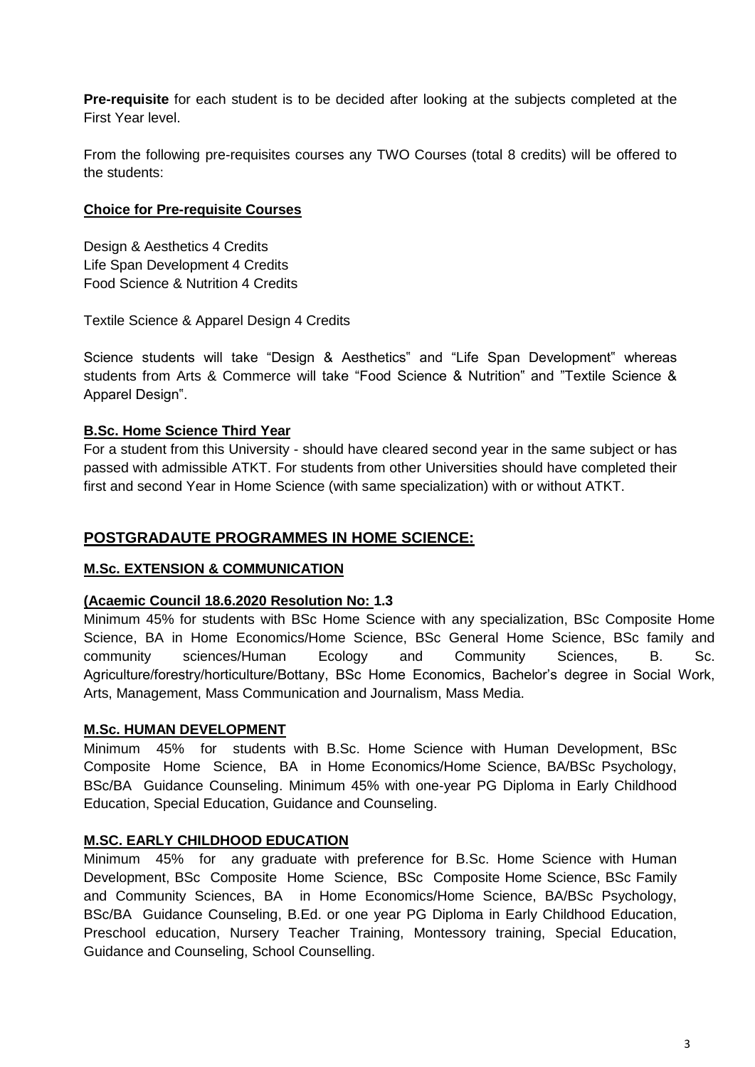**Pre-requisite** for each student is to be decided after looking at the subjects completed at the First Year level.

From the following pre-requisites courses any TWO Courses (total 8 credits) will be offered to the students:

**Choice for Pre-requisite Courses**

Design & Aesthetics 4 Credits
Life Span Development 4 Credits
Food Science & Nutrition 4 Credits

Textile Science & Apparel Design 4 Credits

Science students will take "Design & Aesthetics" and "Life Span Development" whereas students from Arts & Commerce will take "Food Science & Nutrition" and "Textile Science & Apparel Design".

**B.Sc. Home Science Third Year**

For a student from this University - should have cleared second year in the same subject or has passed with admissible ATKT. For students from other Universities should have completed their first and second Year in Home Science (with same specialization) with or without ATKT.

## POSTGRADAUTE PROGRAMMES IN HOME SCIENCE:

### M.Sc. EXTENSION & COMMUNICATION

**(Acaemic Council 18.6.2020 Resolution No: 1.3**

Minimum 45% for students with BSc Home Science with any specialization, BSc Composite Home Science, BA in Home Economics/Home Science, BSc General Home Science, BSc family and community sciences/Human Ecology and Community Sciences, B. Sc. Agriculture/forestry/horticulture/Bottany, BSc Home Economics, Bachelor's degree in Social Work, Arts, Management, Mass Communication and Journalism, Mass Media.

### M.Sc. HUMAN DEVELOPMENT

Minimum 45% for students with B.Sc. Home Science with Human Development, BSc Composite Home Science, BA in Home Economics/Home Science, BA/BSc Psychology, BSc/BA Guidance Counseling. Minimum 45% with one-year PG Diploma in Early Childhood Education, Special Education, Guidance and Counseling.

### M.SC. EARLY CHILDHOOD EDUCATION

Minimum 45% for any graduate with preference for B.Sc. Home Science with Human Development, BSc Composite Home Science, BSc Composite Home Science, BSc Family and Community Sciences, BA in Home Economics/Home Science, BA/BSc Psychology, BSc/BA Guidance Counseling, B.Ed. or one year PG Diploma in Early Childhood Education, Preschool education, Nursery Teacher Training, Montessory training, Special Education, Guidance and Counseling, School Counselling.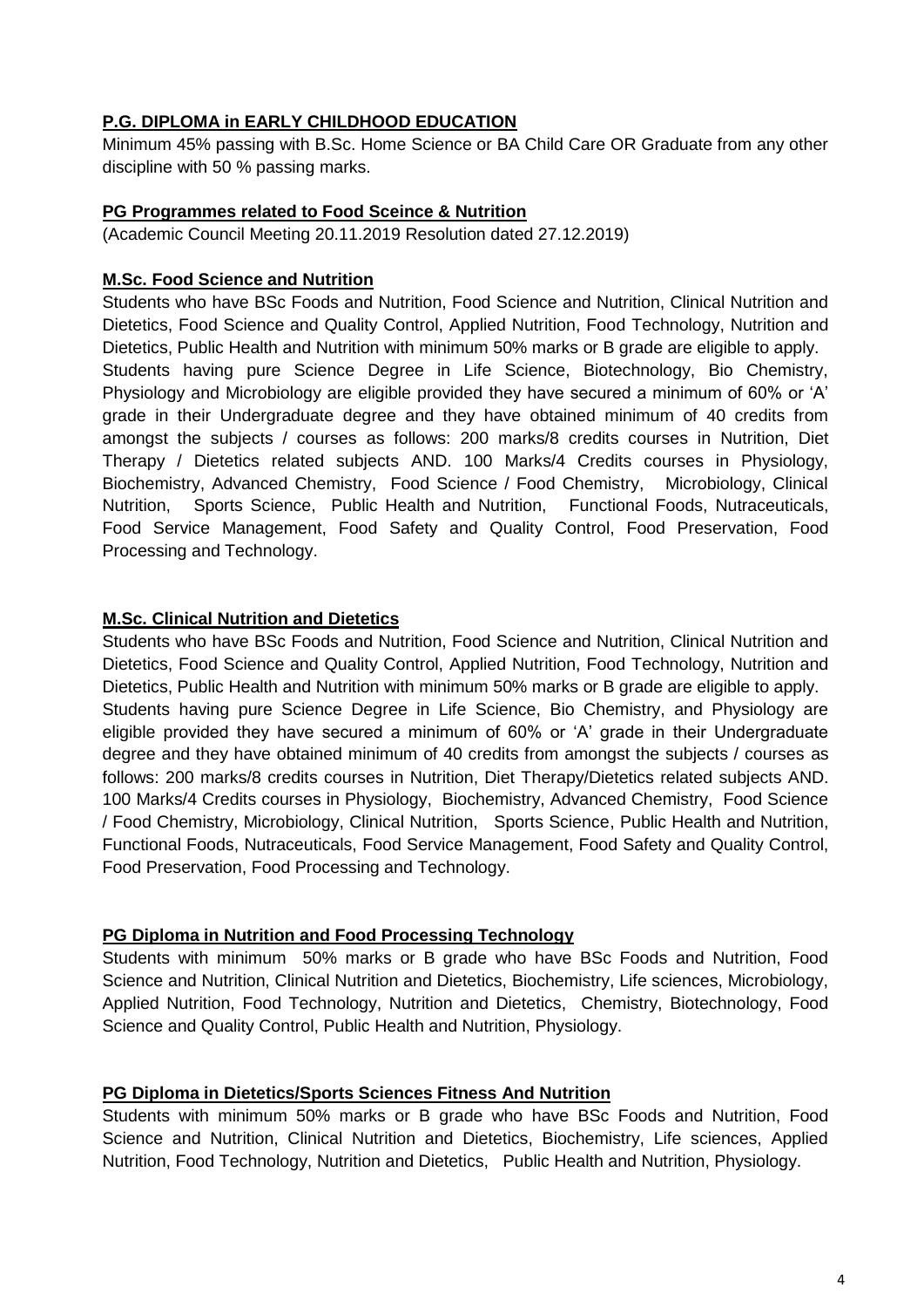**P.G. DIPLOMA in EARLY CHILDHOOD EDUCATION**

Minimum 45% passing with B.Sc. Home Science or BA Child Care OR Graduate from any other discipline with 50 % passing marks.

**PG Programmes related to Food Sceince & Nutrition**

(Academic Council Meeting 20.11.2019 Resolution dated 27.12.2019)

**M.Sc. Food Science and Nutrition**

Students who have BSc Foods and Nutrition, Food Science and Nutrition, Clinical Nutrition and Dietetics, Food Science and Quality Control, Applied Nutrition, Food Technology, Nutrition and Dietetics, Public Health and Nutrition with minimum 50% marks or B grade are eligible to apply.

Students having pure Science Degree in Life Science, Biotechnology, Bio Chemistry, Physiology and Microbiology are eligible provided they have secured a minimum of 60% or 'A' grade in their Undergraduate degree and they have obtained minimum of 40 credits from amongst the subjects / courses as follows: 200 marks/8 credits courses in Nutrition, Diet Therapy / Dietetics related subjects AND. 100 Marks/4 Credits courses in Physiology, Biochemistry, Advanced Chemistry, Food Science / Food Chemistry, Microbiology, Clinical Nutrition, Sports Science, Public Health and Nutrition, Functional Foods, Nutraceuticals, Food Service Management, Food Safety and Quality Control, Food Preservation, Food Processing and Technology.

**M.Sc. Clinical Nutrition and Dietetics**

Students who have BSc Foods and Nutrition, Food Science and Nutrition, Clinical Nutrition and Dietetics, Food Science and Quality Control, Applied Nutrition, Food Technology, Nutrition and Dietetics, Public Health and Nutrition with minimum 50% marks or B grade are eligible to apply.

Students having pure Science Degree in Life Science, Bio Chemistry, and Physiology are eligible provided they have secured a minimum of 60% or 'A' grade in their Undergraduate degree and they have obtained minimum of 40 credits from amongst the subjects / courses as follows: 200 marks/8 credits courses in Nutrition, Diet Therapy/Dietetics related subjects AND. 100 Marks/4 Credits courses in Physiology, Biochemistry, Advanced Chemistry, Food Science / Food Chemistry, Microbiology, Clinical Nutrition, Sports Science, Public Health and Nutrition, Functional Foods, Nutraceuticals, Food Service Management, Food Safety and Quality Control, Food Preservation, Food Processing and Technology.

**PG Diploma in Nutrition and Food Processing Technology**

Students with minimum 50% marks or B grade who have BSc Foods and Nutrition, Food Science and Nutrition, Clinical Nutrition and Dietetics, Biochemistry, Life sciences, Microbiology, Applied Nutrition, Food Technology, Nutrition and Dietetics, Chemistry, Biotechnology, Food Science and Quality Control, Public Health and Nutrition, Physiology.

**PG Diploma in Dietetics/Sports Sciences Fitness And Nutrition**

Students with minimum 50% marks or B grade who have BSc Foods and Nutrition, Food Science and Nutrition, Clinical Nutrition and Dietetics, Biochemistry, Life sciences, Applied Nutrition, Food Technology, Nutrition and Dietetics, Public Health and Nutrition, Physiology.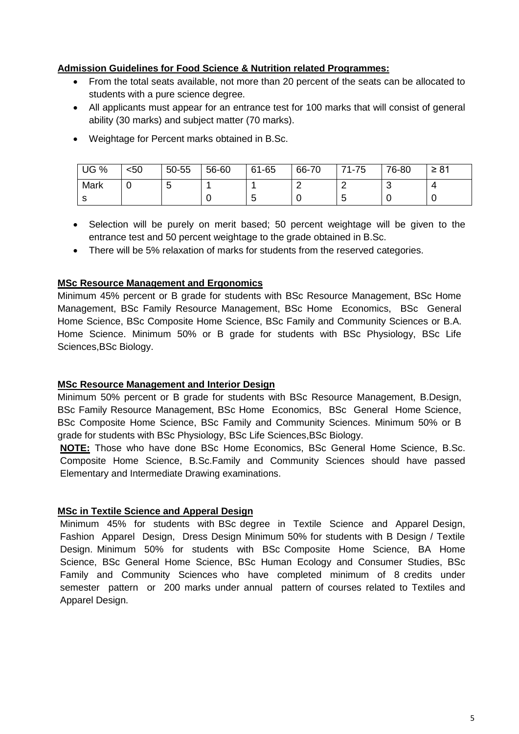**Admission Guidelines for Food Science & Nutrition related Programmes:**

- From the total seats available, not more than 20 percent of the seats can be allocated to students with a pure science degree.
- All applicants must appear for an entrance test for 100 marks that will consist of general ability (30 marks) and subject matter (70 marks).
- Weightage for Percent marks obtained in B.Sc.

| UG % | <50 | 50-55 | 56-60 | 61-65 | 66-70 | 71-75 | 76-80 | ≥ 81 |
|---|---|---|---|---|---|---|---|---|
| Marks | 0 | 5 | 10 | 15 | 20 | 25 | 30 | 40 |

- Selection will be purely on merit based; 50 percent weightage will be given to the entrance test and 50 percent weightage to the grade obtained in B.Sc.
- There will be 5% relaxation of marks for students from the reserved categories.

**MSc Resource Management and Ergonomics**

Minimum 45% percent or B grade for students with BSc Resource Management, BSc Home Management, BSc Family Resource Management, BSc Home Economics, BSc General Home Science, BSc Composite Home Science, BSc Family and Community Sciences or B.A. Home Science. Minimum 50% or B grade for students with BSc Physiology, BSc Life Sciences,BSc Biology.

**MSc Resource Management and Interior Design**

Minimum 50% percent or B grade for students with BSc Resource Management, B.Design, BSc Family Resource Management, BSc Home Economics, BSc General Home Science, BSc Composite Home Science, BSc Family and Community Sciences. Minimum 50% or B grade for students with BSc Physiology, BSc Life Sciences,BSc Biology.

**NOTE:** Those who have done BSc Home Economics, BSc General Home Science, B.Sc. Composite Home Science, B.Sc.Family and Community Sciences should have passed Elementary and Intermediate Drawing examinations.

**MSc in Textile Science and Apperal Design**

Minimum 45% for students with BSc degree in Textile Science and Apparel Design, Fashion Apparel Design, Dress Design Minimum 50% for students with B Design / Textile Design. Minimum 50% for students with BSc Composite Home Science, BA Home Science, BSc General Home Science, BSc Human Ecology and Consumer Studies, BSc Family and Community Sciences who have completed minimum of 8 credits under semester pattern or 200 marks under annual pattern of courses related to Textiles and Apparel Design.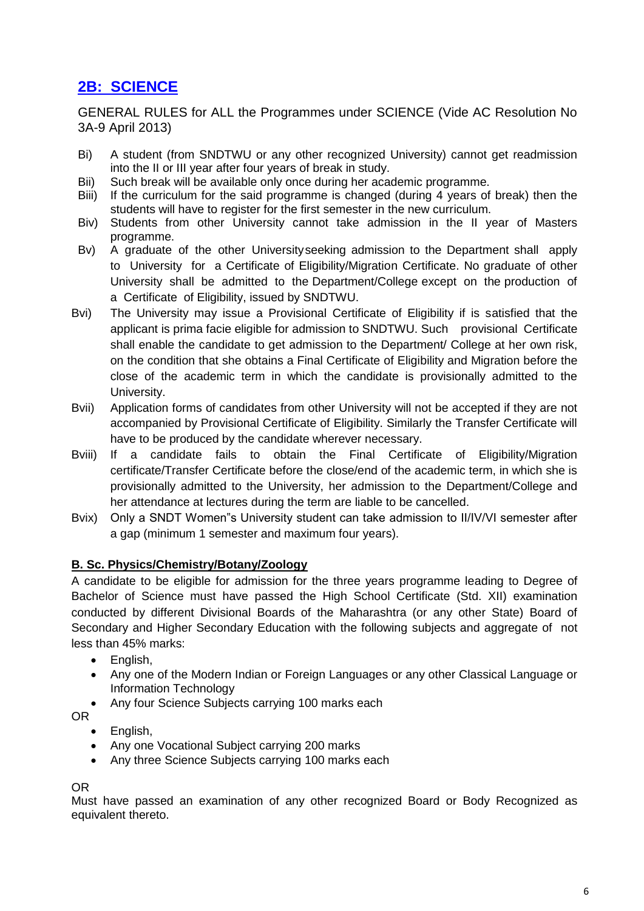## 2B: SCIENCE

GENERAL RULES for ALL the Programmes under SCIENCE (Vide AC Resolution No 3A-9 April 2013)

- Bi) A student (from SNDTWU or any other recognized University) cannot get readmission into the II or III year after four years of break in study.
- Bii) Such break will be available only once during her academic programme.
- Biii) If the curriculum for the said programme is changed (during 4 years of break) then the students will have to register for the first semester in the new curriculum.
- Biv) Students from other University cannot take admission in the II year of Masters programme.
- Bv) A graduate of the other University seeking admission to the Department shall apply to University for a Certificate of Eligibility/Migration Certificate. No graduate of other University shall be admitted to the Department/College except on the production of a Certificate of Eligibility, issued by SNDTWU.
- Bvi) The University may issue a Provisional Certificate of Eligibility if is satisfied that the applicant is prima facie eligible for admission to SNDTWU. Such provisional Certificate shall enable the candidate to get admission to the Department/ College at her own risk, on the condition that she obtains a Final Certificate of Eligibility and Migration before the close of the academic term in which the candidate is provisionally admitted to the University.
- Bvii) Application forms of candidates from other University will not be accepted if they are not accompanied by Provisional Certificate of Eligibility. Similarly the Transfer Certificate will have to be produced by the candidate wherever necessary.
- Bviii) If a candidate fails to obtain the Final Certificate of Eligibility/Migration certificate/Transfer Certificate before the close/end of the academic term, in which she is provisionally admitted to the University, her admission to the Department/College and her attendance at lectures during the term are liable to be cancelled.
- Bvix) Only a SNDT Women"s University student can take admission to II/IV/VI semester after a gap (minimum 1 semester and maximum four years).

**B. Sc. Physics/Chemistry/Botany/Zoology**

A candidate to be eligible for admission for the three years programme leading to Degree of Bachelor of Science must have passed the High School Certificate (Std. XII) examination conducted by different Divisional Boards of the Maharashtra (or any other State) Board of Secondary and Higher Secondary Education with the following subjects and aggregate of not less than 45% marks:

- English,
- Any one of the Modern Indian or Foreign Languages or any other Classical Language or Information Technology
- Any four Science Subjects carrying 100 marks each

OR

- English,
- Any one Vocational Subject carrying 200 marks
- Any three Science Subjects carrying 100 marks each

OR

Must have passed an examination of any other recognized Board or Body Recognized as equivalent thereto.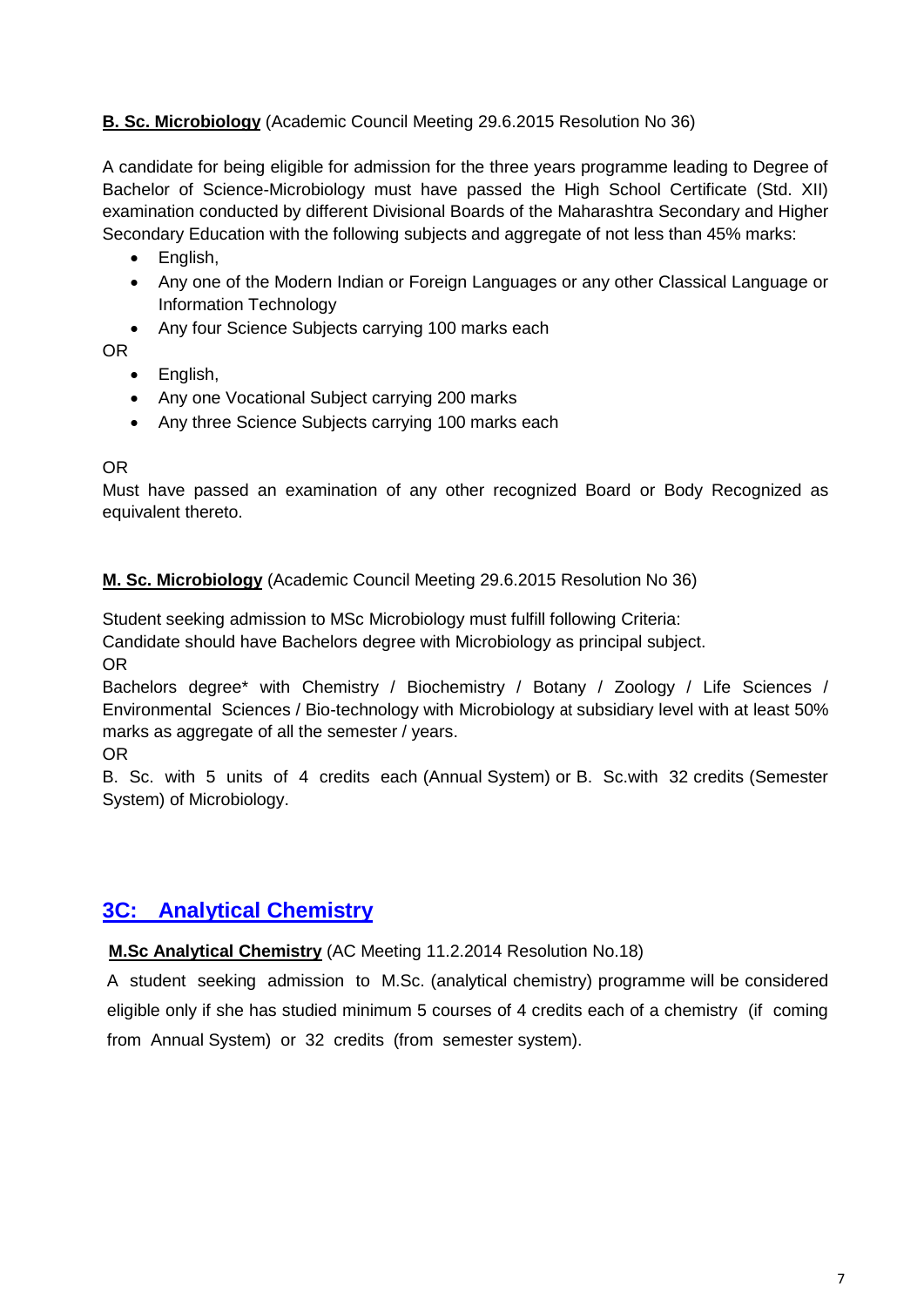**B. Sc. Microbiology** (Academic Council Meeting 29.6.2015 Resolution No 36)

A candidate for being eligible for admission for the three years programme leading to Degree of Bachelor of Science-Microbiology must have passed the High School Certificate (Std. XII) examination conducted by different Divisional Boards of the Maharashtra Secondary and Higher Secondary Education with the following subjects and aggregate of not less than 45% marks:

- English,
- Any one of the Modern Indian or Foreign Languages or any other Classical Language or Information Technology
- Any four Science Subjects carrying 100 marks each

OR

- English,
- Any one Vocational Subject carrying 200 marks
- Any three Science Subjects carrying 100 marks each

OR

Must have passed an examination of any other recognized Board or Body Recognized as equivalent thereto.

**M. Sc. Microbiology** (Academic Council Meeting 29.6.2015 Resolution No 36)

Student seeking admission to MSc Microbiology must fulfill following Criteria:

Candidate should have Bachelors degree with Microbiology as principal subject.

OR

Bachelors degree* with Chemistry / Biochemistry / Botany / Zoology / Life Sciences / Environmental Sciences / Bio-technology with Microbiology at subsidiary level with at least 50% marks as aggregate of all the semester / years.

OR

B. Sc. with 5 units of 4 credits each (Annual System) or B. Sc.with 32 credits (Semester System) of Microbiology.

## 3C: Analytical Chemistry

**M.Sc Analytical Chemistry** (AC Meeting 11.2.2014 Resolution No.18)

A student seeking admission to M.Sc. (analytical chemistry) programme will be considered eligible only if she has studied minimum 5 courses of 4 credits each of a chemistry (if coming from Annual System) or 32 credits (from semester system).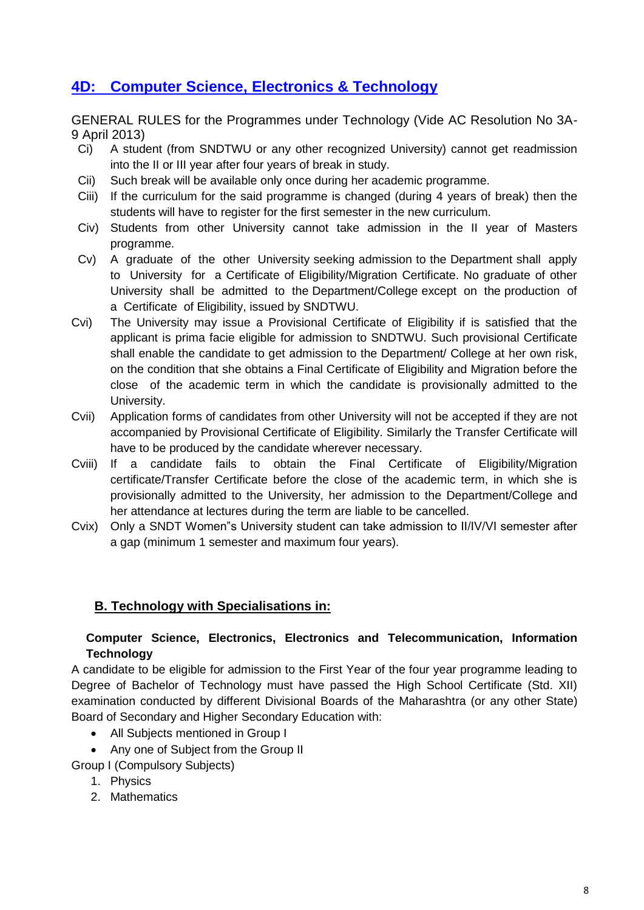## 4D: Computer Science, Electronics & Technology

GENERAL RULES for the Programmes under Technology (Vide AC Resolution No 3A-9 April 2013)

- Ci) A student (from SNDTWU or any other recognized University) cannot get readmission into the II or III year after four years of break in study.
- Cii) Such break will be available only once during her academic programme.
- Ciii) If the curriculum for the said programme is changed (during 4 years of break) then the students will have to register for the first semester in the new curriculum.
- Civ) Students from other University cannot take admission in the II year of Masters programme.
- Cv) A graduate of the other University seeking admission to the Department shall apply to University for a Certificate of Eligibility/Migration Certificate. No graduate of other University shall be admitted to the Department/College except on the production of a Certificate of Eligibility, issued by SNDTWU.
- Cvi) The University may issue a Provisional Certificate of Eligibility if is satisfied that the applicant is prima facie eligible for admission to SNDTWU. Such provisional Certificate shall enable the candidate to get admission to the Department/ College at her own risk, on the condition that she obtains a Final Certificate of Eligibility and Migration before the close of the academic term in which the candidate is provisionally admitted to the University.
- Cvii) Application forms of candidates from other University will not be accepted if they are not accompanied by Provisional Certificate of Eligibility. Similarly the Transfer Certificate will have to be produced by the candidate wherever necessary.
- Cviii) If a candidate fails to obtain the Final Certificate of Eligibility/Migration certificate/Transfer Certificate before the close of the academic term, in which she is provisionally admitted to the University, her admission to the Department/College and her attendance at lectures during the term are liable to be cancelled.
- Cvix) Only a SNDT Women"s University student can take admission to II/IV/VI semester after a gap (minimum 1 semester and maximum four years).

### B. Technology with Specialisations in:

**Computer Science, Electronics, Electronics and Telecommunication, Information Technology**

A candidate to be eligible for admission to the First Year of the four year programme leading to Degree of Bachelor of Technology must have passed the High School Certificate (Std. XII) examination conducted by different Divisional Boards of the Maharashtra (or any other State) Board of Secondary and Higher Secondary Education with:

- All Subjects mentioned in Group I
- Any one of Subject from the Group II

Group I (Compulsory Subjects)

1. Physics
2. Mathematics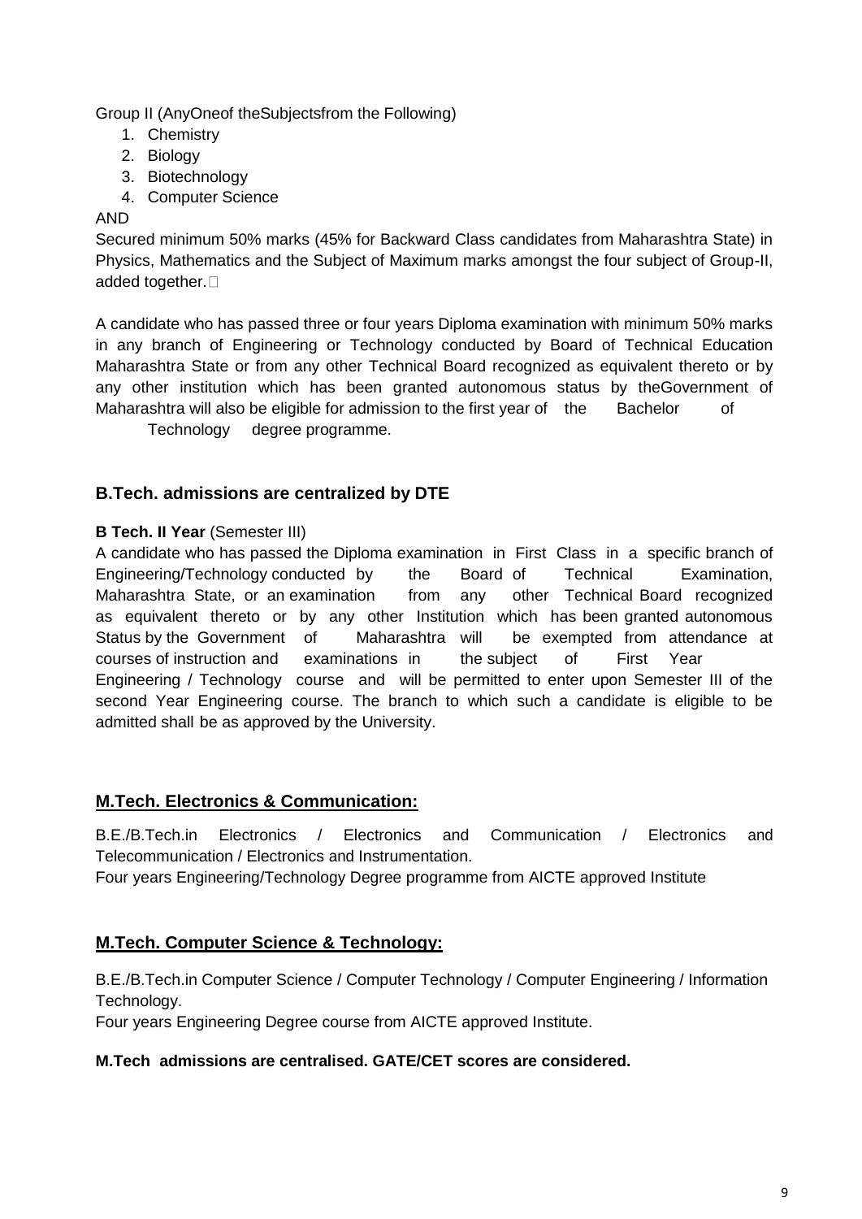Group II (AnyOneof theSubjectsfrom the Following)

1. Chemistry
2. Biology
3. Biotechnology
4. Computer Science

AND

Secured minimum 50% marks (45% for Backward Class candidates from Maharashtra State) in Physics, Mathematics and the Subject of Maximum marks amongst the four subject of Group-II, added together.

A candidate who has passed three or four years Diploma examination with minimum 50% marks in any branch of Engineering or Technology conducted by Board of Technical Education Maharashtra State or from any other Technical Board recognized as equivalent thereto or by any other institution which has been granted autonomous status by theGovernment of Maharashtra will also be eligible for admission to the first year of the Bachelor of Technology degree programme.

### B.Tech. admissions are centralized by DTE

**B Tech. II Year** (Semester III)

A candidate who has passed the Diploma examination in First Class in a specific branch of Engineering/Technology conducted by the Board of Technical Examination, Maharashtra State, or an examination from any other Technical Board recognized as equivalent thereto or by any other Institution which has been granted autonomous Status by the Government of Maharashtra will be exempted from attendance at courses of instruction and examinations in the subject of First Year Engineering / Technology course and will be permitted to enter upon Semester III of the second Year Engineering course. The branch to which such a candidate is eligible to be admitted shall be as approved by the University.

### M.Tech. Electronics & Communication:

B.E./B.Tech.in Electronics / Electronics and Communication / Electronics and Telecommunication / Electronics and Instrumentation.

Four years Engineering/Technology Degree programme from AICTE approved Institute

### M.Tech. Computer Science & Technology:

B.E./B.Tech.in Computer Science / Computer Technology / Computer Engineering / Information Technology.

Four years Engineering Degree course from AICTE approved Institute.

**M.Tech admissions are centralised. GATE/CET scores are considered.**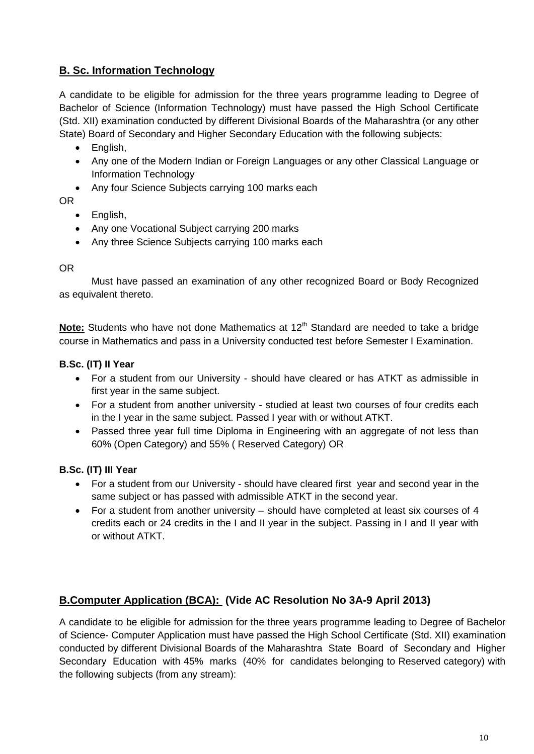## **B. Sc. Information Technology**

A candidate to be eligible for admission for the three years programme leading to Degree of Bachelor of Science (Information Technology) must have passed the High School Certificate (Std. XII) examination conducted by different Divisional Boards of the Maharashtra (or any other State) Board of Secondary and Higher Secondary Education with the following subjects:

- English,
- Any one of the Modern Indian or Foreign Languages or any other Classical Language or Information Technology
- Any four Science Subjects carrying 100 marks each

OR

- English,
- Any one Vocational Subject carrying 200 marks
- Any three Science Subjects carrying 100 marks each

OR

Must have passed an examination of any other recognized Board or Body Recognized as equivalent thereto.

**Note:** Students who have not done Mathematics at 12th Standard are needed to take a bridge course in Mathematics and pass in a University conducted test before Semester I Examination.

### **B.Sc. (IT) II Year**

- For a student from our University - should have cleared or has ATKT as admissible in first year in the same subject.
- For a student from another university - studied at least two courses of four credits each in the I year in the same subject. Passed I year with or without ATKT.
- Passed three year full time Diploma in Engineering with an aggregate of not less than 60% (Open Category) and 55% ( Reserved Category) OR

### **B.Sc. (IT) III Year**

- For a student from our University - should have cleared first year and second year in the same subject or has passed with admissible ATKT in the second year.
- For a student from another university – should have completed at least six courses of 4 credits each or 24 credits in the I and II year in the subject. Passing in I and II year with or without ATKT.

## **B.Computer Application (BCA): (Vide AC Resolution No 3A-9 April 2013)**

A candidate to be eligible for admission for the three years programme leading to Degree of Bachelor of Science- Computer Application must have passed the High School Certificate (Std. XII) examination conducted by different Divisional Boards of the Maharashtra State Board of Secondary and Higher Secondary Education with 45% marks (40% for candidates belonging to Reserved category) with the following subjects (from any stream):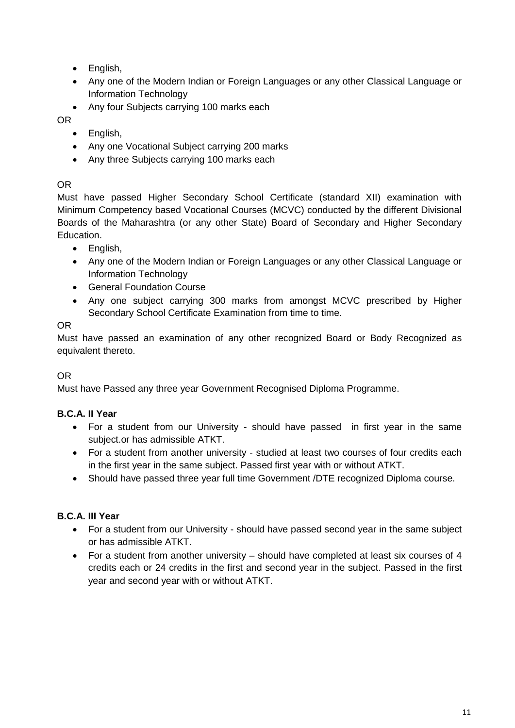- English,
- Any one of the Modern Indian or Foreign Languages or any other Classical Language or Information Technology
- Any four Subjects carrying 100 marks each

OR

- English,
- Any one Vocational Subject carrying 200 marks
- Any three Subjects carrying 100 marks each

OR

Must have passed Higher Secondary School Certificate (standard XII) examination with Minimum Competency based Vocational Courses (MCVC) conducted by the different Divisional Boards of the Maharashtra (or any other State) Board of Secondary and Higher Secondary Education.

- English,
- Any one of the Modern Indian or Foreign Languages or any other Classical Language or Information Technology
- General Foundation Course
- Any one subject carrying 300 marks from amongst MCVC prescribed by Higher Secondary School Certificate Examination from time to time.

OR

Must have passed an examination of any other recognized Board or Body Recognized as equivalent thereto.

OR

Must have Passed any three year Government Recognised Diploma Programme.

**B.C.A. II Year**

- For a student from our University - should have passed in first year in the same subject.or has admissible ATKT.
- For a student from another university - studied at least two courses of four credits each in the first year in the same subject. Passed first year with or without ATKT.
- Should have passed three year full time Government /DTE recognized Diploma course.

**B.C.A. III Year**

- For a student from our University - should have passed second year in the same subject or has admissible ATKT.
- For a student from another university – should have completed at least six courses of 4 credits each or 24 credits in the first and second year in the subject. Passed in the first year and second year with or without ATKT.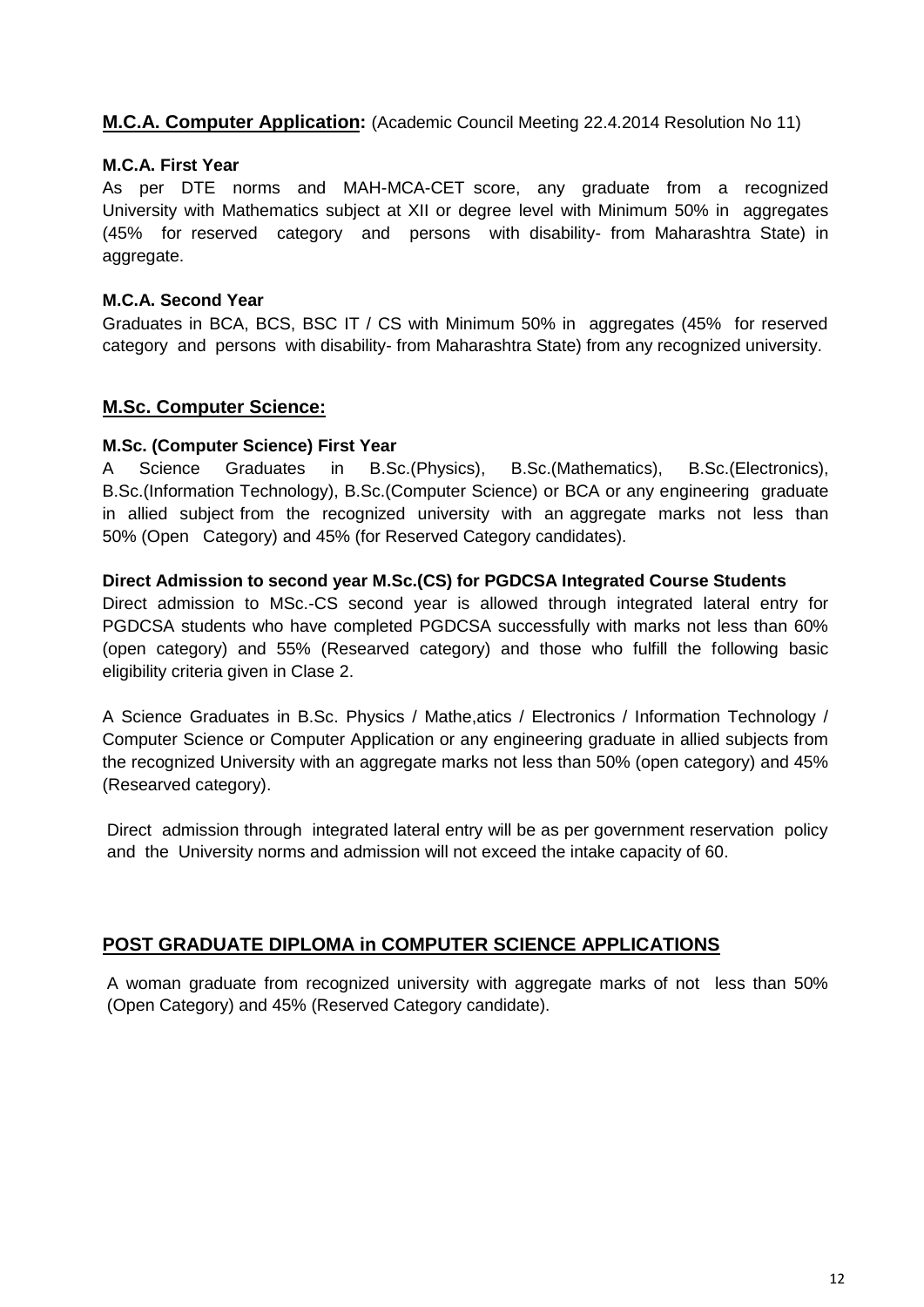## M.C.A. Computer Application: (Academic Council Meeting 22.4.2014 Resolution No 11)

### M.C.A. First Year

As per DTE norms and MAH-MCA-CET score, any graduate from a recognized University with Mathematics subject at XII or degree level with Minimum 50% in aggregates (45% for reserved category and persons with disability- from Maharashtra State) in aggregate.

### M.C.A. Second Year

Graduates in BCA, BCS, BSC IT / CS with Minimum 50% in aggregates (45% for reserved category and persons with disability- from Maharashtra State) from any recognized university.

## M.Sc. Computer Science:

### M.Sc. (Computer Science) First Year

A Science Graduates in B.Sc.(Physics), B.Sc.(Mathematics), B.Sc.(Electronics), B.Sc.(Information Technology), B.Sc.(Computer Science) or BCA or any engineering graduate in allied subject from the recognized university with an aggregate marks not less than 50% (Open Category) and 45% (for Reserved Category candidates).

### Direct Admission to second year M.Sc.(CS) for PGDCSA Integrated Course Students

Direct admission to MSc.-CS second year is allowed through integrated lateral entry for PGDCSA students who have completed PGDCSA successfully with marks not less than 60% (open category) and 55% (Researved category) and those who fulfill the following basic eligibility criteria given in Clase 2.

A Science Graduates in B.Sc. Physics / Mathe,atics / Electronics / Information Technology / Computer Science or Computer Application or any engineering graduate in allied subjects from the recognized University with an aggregate marks not less than 50% (open category) and 45% (Researved category).

Direct admission through integrated lateral entry will be as per government reservation policy and the University norms and admission will not exceed the intake capacity of 60.

## POST GRADUATE DIPLOMA in COMPUTER SCIENCE APPLICATIONS

A woman graduate from recognized university with aggregate marks of not less than 50% (Open Category) and 45% (Reserved Category candidate).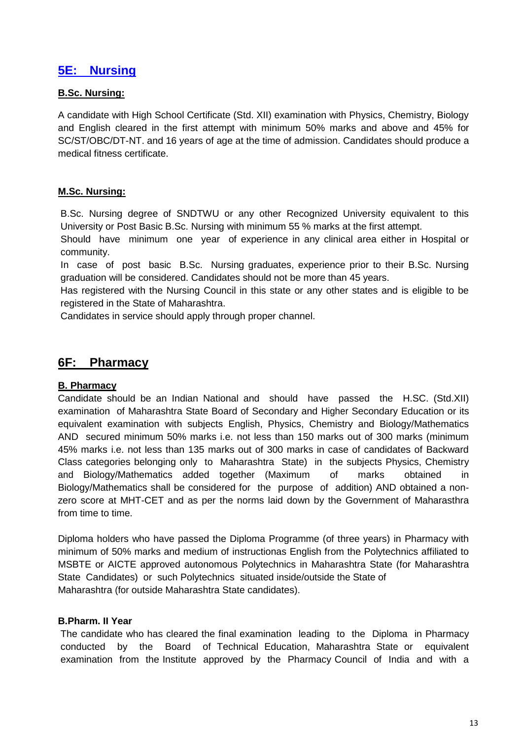## 5E: Nursing

**B.Sc. Nursing:**

A candidate with High School Certificate (Std. XII) examination with Physics, Chemistry, Biology and English cleared in the first attempt with minimum 50% marks and above and 45% for SC/ST/OBC/DT-NT. and 16 years of age at the time of admission. Candidates should produce a medical fitness certificate.

**M.Sc. Nursing:**

B.Sc. Nursing degree of SNDTWU or any other Recognized University equivalent to this University or Post Basic B.Sc. Nursing with minimum 55 % marks at the first attempt.

Should have minimum one year of experience in any clinical area either in Hospital or community.

In case of post basic B.Sc. Nursing graduates, experience prior to their B.Sc. Nursing graduation will be considered. Candidates should not be more than 45 years.

Has registered with the Nursing Council in this state or any other states and is eligible to be registered in the State of Maharashtra.

Candidates in service should apply through proper channel.

## 6F: Pharmacy

**B. Pharmacy**

Candidate should be an Indian National and should have passed the H.SC. (Std.XII) examination of Maharashtra State Board of Secondary and Higher Secondary Education or its equivalent examination with subjects English, Physics, Chemistry and Biology/Mathematics AND secured minimum 50% marks i.e. not less than 150 marks out of 300 marks (minimum 45% marks i.e. not less than 135 marks out of 300 marks in case of candidates of Backward Class categories belonging only to Maharashtra State) in the subjects Physics, Chemistry and Biology/Mathematics added together (Maximum of marks obtained in Biology/Mathematics shall be considered for the purpose of addition) AND obtained a non-zero score at MHT-CET and as per the norms laid down by the Government of Maharasthra from time to time.

Diploma holders who have passed the Diploma Programme (of three years) in Pharmacy with minimum of 50% marks and medium of instructionas English from the Polytechnics affiliated to MSBTE or AICTE approved autonomous Polytechnics in Maharashtra State (for Maharashtra State Candidates) or such Polytechnics situated inside/outside the State of Maharashtra (for outside Maharashtra State candidates).

**B.Pharm. II Year**

The candidate who has cleared the final examination leading to the Diploma in Pharmacy conducted by the Board of Technical Education, Maharashtra State or equivalent examination from the Institute approved by the Pharmacy Council of India and with a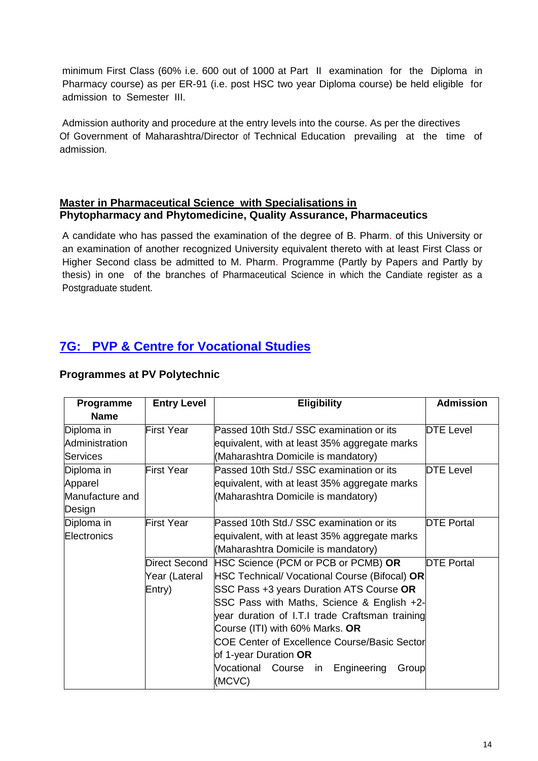minimum First Class (60% i.e. 600 out of 1000 at Part II examination for the Diploma in Pharmacy course) as per ER-91 (i.e. post HSC two year Diploma course) be held eligible for admission to Semester III.

Admission authority and procedure at the entry levels into the course. As per the directives Of Government of Maharashtra/Director of Technical Education prevailing at the time of admission.

**Master in Pharmaceutical Science with Specialisations in**
**Phytopharmacy and Phytomedicine, Quality Assurance, Pharmaceutics**

A candidate who has passed the examination of the degree of B. Pharm. of this University or an examination of another recognized University equivalent thereto with at least First Class or Higher Second class be admitted to M. Pharm. Programme (Partly by Papers and Partly by thesis) in one of the branches of Pharmaceutical Science in which the Candiate register as a Postgraduate student.

## 7G: PVP & Centre for Vocational Studies

### Programmes at PV Polytechnic

| Programme Name | Entry Level | Eligibility | Admission |
|---|---|---|---|
| Diploma in Administration Services | First Year | Passed 10th Std./ SSC examination or its equivalent, with at least 35% aggregate marks (Maharashtra Domicile is mandatory) | DTE Level |
| Diploma in Apparel Manufacture and Design | First Year | Passed 10th Std./ SSC examination or its equivalent, with at least 35% aggregate marks (Maharashtra Domicile is mandatory) | DTE Level |
| Diploma in Electronics | First Year | Passed 10th Std./ SSC examination or its equivalent, with at least 35% aggregate marks (Maharashtra Domicile is mandatory) | DTE Portal |
| | Direct Second Year (Lateral Entry) | HSC Science (PCM or PCB or PCMB) **OR** HSC Technical/ Vocational Course (Bifocal) **OR** SSC Pass +3 years Duration ATS Course **OR** SSC Pass with Maths, Science & English +2-year duration of I.T.I trade Craftsman training Course (ITI) with 60% Marks. **OR** COE Center of Excellence Course/Basic Sector of 1-year Duration **OR** Vocational Course in Engineering Group (MCVC) | DTE Portal |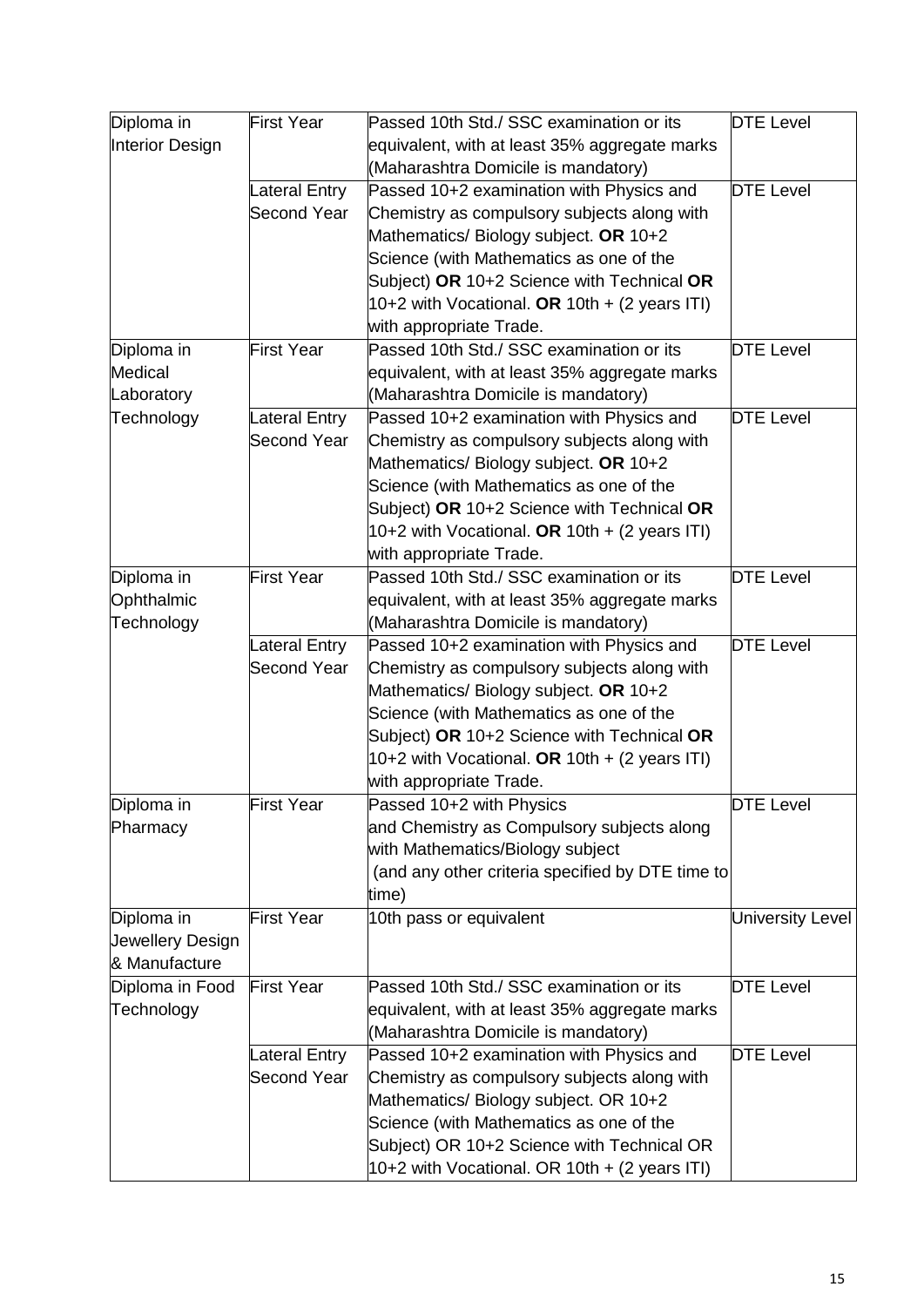| | | | |
|---|---|---|---|
| Diploma in Interior Design | First Year | Passed 10th Std./ SSC examination or its equivalent, with at least 35% aggregate marks (Maharashtra Domicile is mandatory) | DTE Level |
| | Lateral Entry Second Year | Passed 10+2 examination with Physics and Chemistry as compulsory subjects along with Mathematics/ Biology subject. **OR** 10+2 Science (with Mathematics as one of the Subject) **OR** 10+2 Science with Technical **OR** 10+2 with Vocational. **OR** 10th + (2 years ITI) with appropriate Trade. | DTE Level |
| Diploma in Medical Laboratory Technology | First Year | Passed 10th Std./ SSC examination or its equivalent, with at least 35% aggregate marks (Maharashtra Domicile is mandatory) | DTE Level |
| | Lateral Entry Second Year | Passed 10+2 examination with Physics and Chemistry as compulsory subjects along with Mathematics/ Biology subject. **OR** 10+2 Science (with Mathematics as one of the Subject) **OR** 10+2 Science with Technical **OR** 10+2 with Vocational. **OR** 10th + (2 years ITI) with appropriate Trade. | DTE Level |
| Diploma in Ophthalmic Technology | First Year | Passed 10th Std./ SSC examination or its equivalent, with at least 35% aggregate marks (Maharashtra Domicile is mandatory) | DTE Level |
| | Lateral Entry Second Year | Passed 10+2 examination with Physics and Chemistry as compulsory subjects along with Mathematics/ Biology subject. **OR** 10+2 Science (with Mathematics as one of the Subject) **OR** 10+2 Science with Technical **OR** 10+2 with Vocational. **OR** 10th + (2 years ITI) with appropriate Trade. | DTE Level |
| Diploma in Pharmacy | First Year | Passed 10+2 with Physics and Chemistry as Compulsory subjects along with Mathematics/Biology subject (and any other criteria specified by DTE time to time) | DTE Level |
| Diploma in Jewellery Design & Manufacture | First Year | 10th pass or equivalent | University Level |
| Diploma in Food Technology | First Year | Passed 10th Std./ SSC examination or its equivalent, with at least 35% aggregate marks (Maharashtra Domicile is mandatory) | DTE Level |
| | Lateral Entry Second Year | Passed 10+2 examination with Physics and Chemistry as compulsory subjects along with Mathematics/ Biology subject. OR 10+2 Science (with Mathematics as one of the Subject) OR 10+2 Science with Technical OR 10+2 with Vocational. OR 10th + (2 years ITI) | DTE Level |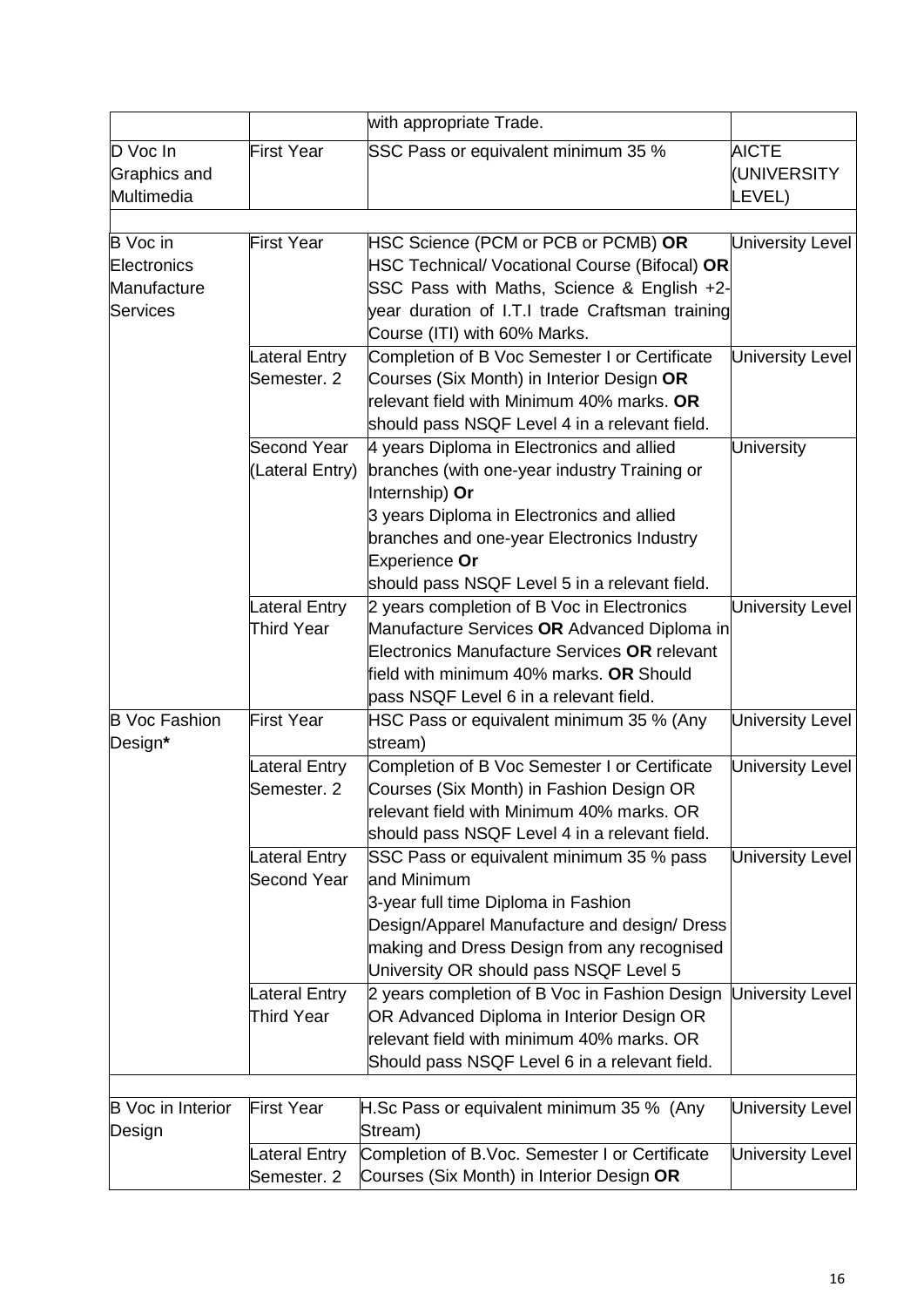| | | with appropriate Trade. | |
|---|---|---|---|
| D Voc In Graphics and Multimedia | First Year | SSC Pass or equivalent minimum 35 % | AICTE (UNIVERSITY LEVEL) |
| | | | |
| B Voc in Electronics Manufacture Services | First Year | HSC Science (PCM or PCB or PCMB) **OR** HSC Technical/ Vocational Course (Bifocal) **OR** SSC Pass with Maths, Science & English +2-year duration of I.T.I trade Craftsman training Course (ITI) with 60% Marks. | University Level |
| | Lateral Entry Semester. 2 | Completion of B Voc Semester I or Certificate Courses (Six Month) in Interior Design **OR** relevant field with Minimum 40% marks. **OR** should pass NSQF Level 4 in a relevant field. | University Level |
| | Second Year (Lateral Entry) | 4 years Diploma in Electronics and allied branches (with one-year industry Training or Internship) **Or** 3 years Diploma in Electronics and allied branches and one-year Electronics Industry Experience **Or** should pass NSQF Level 5 in a relevant field. | University |
| | Lateral Entry Third Year | 2 years completion of B Voc in Electronics Manufacture Services **OR** Advanced Diploma in Electronics Manufacture Services **OR** relevant field with minimum 40% marks. **OR** Should pass NSQF Level 6 in a relevant field. | University Level |
| B Voc Fashion Design**\*** | First Year | HSC Pass or equivalent minimum 35 % (Any stream) | University Level |
| | Lateral Entry Semester. 2 | Completion of B Voc Semester I or Certificate Courses (Six Month) in Fashion Design OR relevant field with Minimum 40% marks. OR should pass NSQF Level 4 in a relevant field. | University Level |
| | Lateral Entry Second Year | SSC Pass or equivalent minimum 35 % pass and Minimum 3-year full time Diploma in Fashion Design/Apparel Manufacture and design/ Dress making and Dress Design from any recognised University OR should pass NSQF Level 5 | University Level |
| | Lateral Entry Third Year | 2 years completion of B Voc in Fashion Design OR Advanced Diploma in Interior Design OR relevant field with minimum 40% marks. OR Should pass NSQF Level 6 in a relevant field. | University Level |
| | | | |
| B Voc in Interior Design | First Year | H.Sc Pass or equivalent minimum 35 % (Any Stream) | University Level |
| | Lateral Entry Semester. 2 | Completion of B.Voc. Semester I or Certificate Courses (Six Month) in Interior Design **OR** | University Level |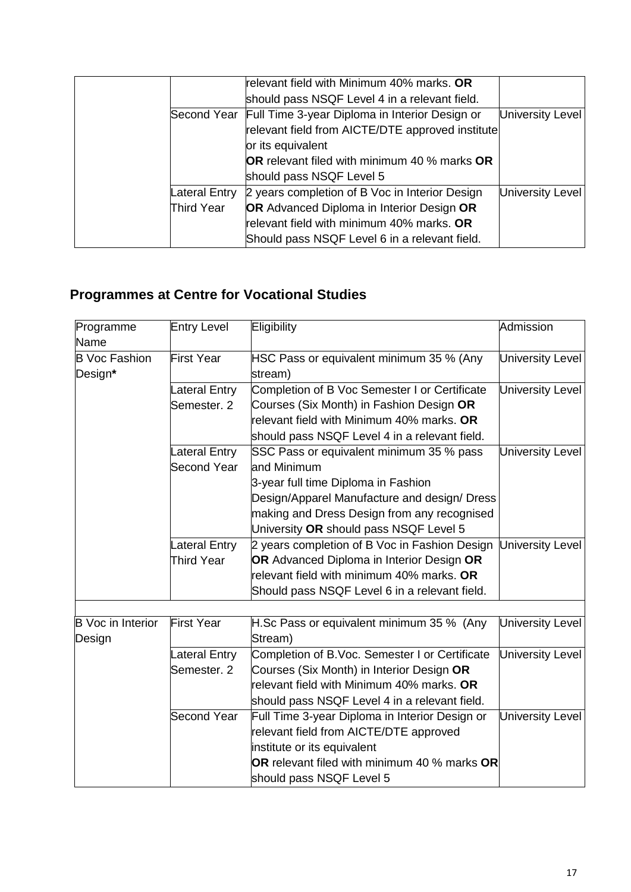|  |  | relevant field with Minimum 40% marks. **OR** should pass NSQF Level 4 in a relevant field. |  |
|---|---|---|---|
|  | Second Year | Full Time 3-year Diploma in Interior Design or relevant field from AICTE/DTE approved institute or its equivalent **OR** relevant filed with minimum 40 % marks **OR** should pass NSQF Level 5 | University Level |
|  | Lateral Entry Third Year | 2 years completion of B Voc in Interior Design **OR** Advanced Diploma in Interior Design **OR** relevant field with minimum 40% marks. **OR** Should pass NSQF Level 6 in a relevant field. | University Level |

## Programmes at Centre for Vocational Studies

| Programme Name | Entry Level | Eligibility | Admission |
|---|---|---|---|
| B Voc Fashion Design* | First Year | HSC Pass or equivalent minimum 35 % (Any stream) | University Level |
|  | Lateral Entry Semester. 2 | Completion of B Voc Semester I or Certificate Courses (Six Month) in Fashion Design **OR** relevant field with Minimum 40% marks. **OR** should pass NSQF Level 4 in a relevant field. | University Level |
|  | Lateral Entry Second Year | SSC Pass or equivalent minimum 35 % pass and Minimum 3-year full time Diploma in Fashion Design/Apparel Manufacture and design/ Dress making and Dress Design from any recognised University **OR** should pass NSQF Level 5 | University Level |
|  | Lateral Entry Third Year | 2 years completion of B Voc in Fashion Design **OR** Advanced Diploma in Interior Design **OR** relevant field with minimum 40% marks. **OR** Should pass NSQF Level 6 in a relevant field. | University Level |
|  |  |  |  |
| B Voc in Interior Design | First Year | H.Sc Pass or equivalent minimum 35 % (Any Stream) | University Level |
|  | Lateral Entry Semester. 2 | Completion of B.Voc. Semester I or Certificate Courses (Six Month) in Interior Design **OR** relevant field with Minimum 40% marks. **OR** should pass NSQF Level 4 in a relevant field. | University Level |
|  | Second Year | Full Time 3-year Diploma in Interior Design or relevant field from AICTE/DTE approved institute or its equivalent **OR** relevant filed with minimum 40 % marks **OR** should pass NSQF Level 5 | University Level |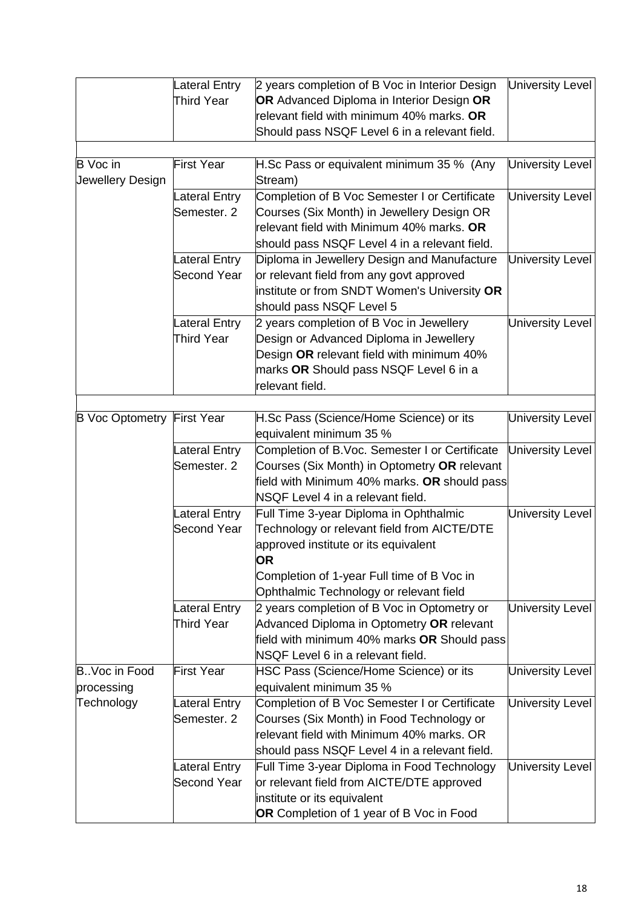| | | | |
|---|---|---|---|
| | Lateral Entry Third Year | 2 years completion of B Voc in Interior Design **OR** Advanced Diploma in Interior Design **OR** relevant field with minimum 40% marks. **OR** Should pass NSQF Level 6 in a relevant field. | University Level |
| | | | |
| B Voc in Jewellery Design | First Year | H.Sc Pass or equivalent minimum 35 % (Any Stream) | University Level |
| | Lateral Entry Semester. 2 | Completion of B Voc Semester I or Certificate Courses (Six Month) in Jewellery Design OR relevant field with Minimum 40% marks. **OR** should pass NSQF Level 4 in a relevant field. | University Level |
| | Lateral Entry Second Year | Diploma in Jewellery Design and Manufacture or relevant field from any govt approved institute or from SNDT Women's University **OR** should pass NSQF Level 5 | University Level |
| | Lateral Entry Third Year | 2 years completion of B Voc in Jewellery Design or Advanced Diploma in Jewellery Design **OR** relevant field with minimum 40% marks **OR** Should pass NSQF Level 6 in a relevant field. | University Level |
| | | | |
| B Voc Optometry | First Year | H.Sc Pass (Science/Home Science) or its equivalent minimum 35 % | University Level |
| | Lateral Entry Semester. 2 | Completion of B.Voc. Semester I or Certificate Courses (Six Month) in Optometry **OR** relevant field with Minimum 40% marks. **OR** should pass NSQF Level 4 in a relevant field. | University Level |
| | Lateral Entry Second Year | Full Time 3-year Diploma in Ophthalmic Technology or relevant field from AICTE/DTE approved institute or its equivalent **OR** Completion of 1-year Full time of B Voc in Ophthalmic Technology or relevant field | University Level |
| | Lateral Entry Third Year | 2 years completion of B Voc in Optometry or Advanced Diploma in Optometry **OR** relevant field with minimum 40% marks **OR** Should pass NSQF Level 6 in a relevant field. | University Level |
| B..Voc in Food processing Technology | First Year | HSC Pass (Science/Home Science) or its equivalent minimum 35 % | University Level |
| | Lateral Entry Semester. 2 | Completion of B Voc Semester I or Certificate Courses (Six Month) in Food Technology or relevant field with Minimum 40% marks. OR should pass NSQF Level 4 in a relevant field. | University Level |
| | Lateral Entry Second Year | Full Time 3-year Diploma in Food Technology or relevant field from AICTE/DTE approved institute or its equivalent **OR** Completion of 1 year of B Voc in Food | University Level |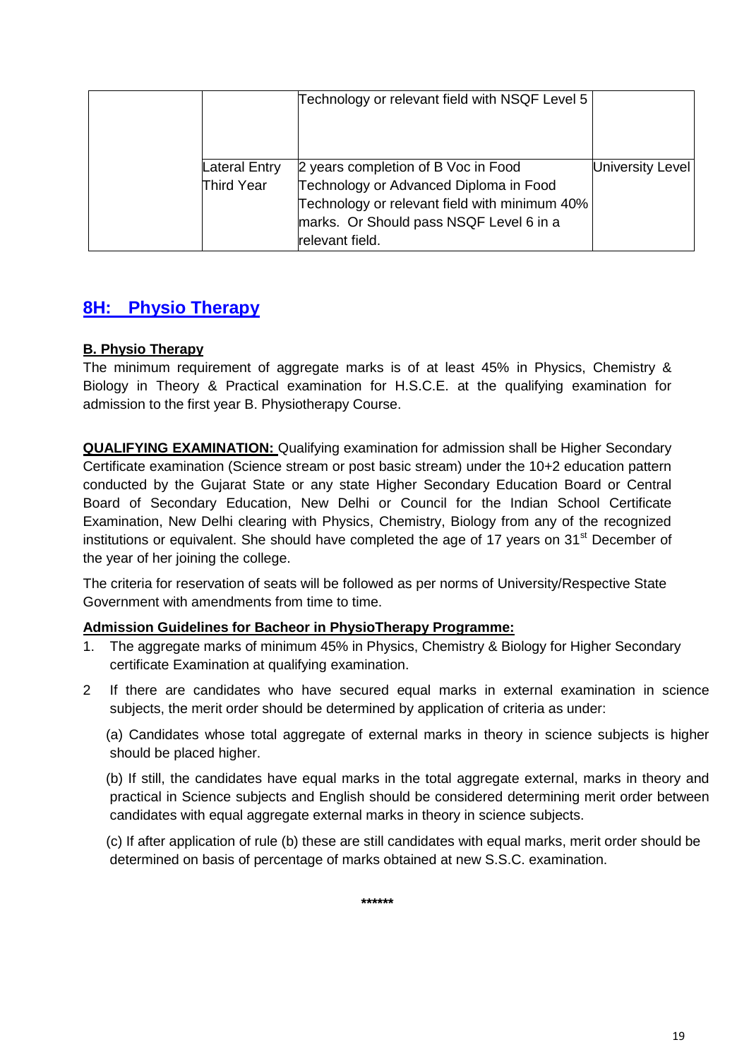| | | | |
|---|---|---|---|
| | | Technology or relevant field with NSQF Level 5 | |
| | Lateral Entry Third Year | 2 years completion of B Voc in Food Technology or Advanced Diploma in Food Technology or relevant field with minimum 40% marks. Or Should pass NSQF Level 6 in a relevant field. | University Level |

## 8H: Physio Therapy

**B. Physio Therapy**

The minimum requirement of aggregate marks is of at least 45% in Physics, Chemistry & Biology in Theory & Practical examination for H.S.C.E. at the qualifying examination for admission to the first year B. Physiotherapy Course.

**QUALIFYING EXAMINATION:** Qualifying examination for admission shall be Higher Secondary Certificate examination (Science stream or post basic stream) under the 10+2 education pattern conducted by the Gujarat State or any state Higher Secondary Education Board or Central Board of Secondary Education, New Delhi or Council for the Indian School Certificate Examination, New Delhi clearing with Physics, Chemistry, Biology from any of the recognized institutions or equivalent. She should have completed the age of 17 years on 31st December of the year of her joining the college.

The criteria for reservation of seats will be followed as per norms of University/Respective State Government with amendments from time to time.

**Admission Guidelines for Bacheor in PhysioTherapy Programme:**

1. The aggregate marks of minimum 45% in Physics, Chemistry & Biology for Higher Secondary certificate Examination at qualifying examination.
2. If there are candidates who have secured equal marks in external examination in science subjects, the merit order should be determined by application of criteria as under:

   (a) Candidates whose total aggregate of external marks in theory in science subjects is higher should be placed higher.

   (b) If still, the candidates have equal marks in the total aggregate external, marks in theory and practical in Science subjects and English should be considered determining merit order between candidates with equal aggregate external marks in theory in science subjects.

   (c) If after application of rule (b) these are still candidates with equal marks, merit order should be determined on basis of percentage of marks obtained at new S.S.C. examination.

******